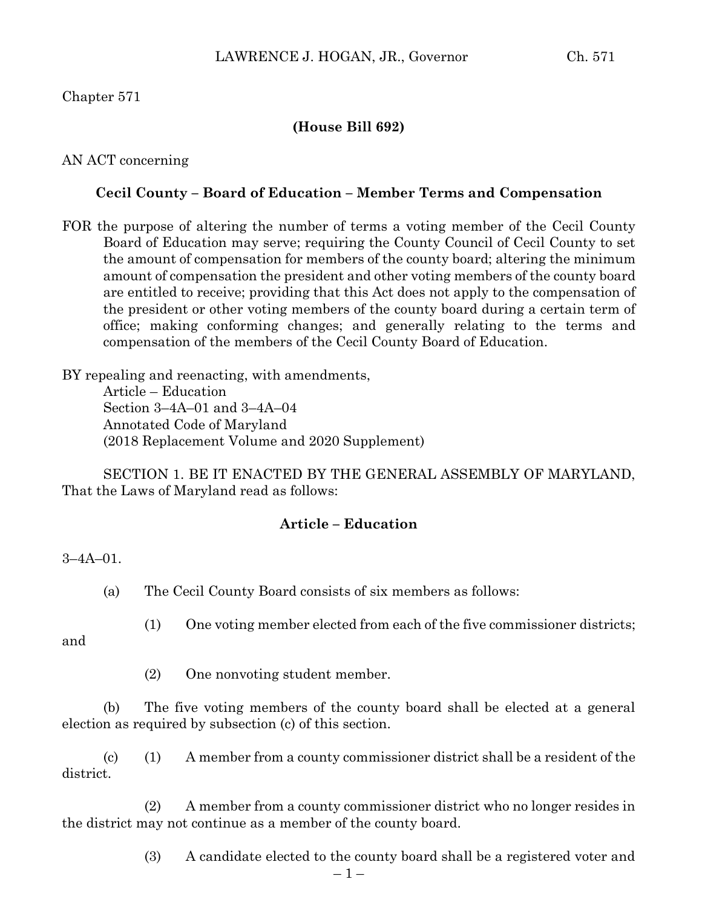Chapter 571

**(House Bill 692)**

AN ACT concerning

**Cecil County – Board of Education – Member Terms and Compensation**

FOR the purpose of altering the number of terms a voting member of the Cecil County Board of Education may serve; requiring the County Council of Cecil County to set the amount of compensation for members of the county board; altering the minimum amount of compensation the president and other voting members of the county board are entitled to receive; providing that this Act does not apply to the compensation of the president or other voting members of the county board during a certain term of office; making conforming changes; and generally relating to the terms and compensation of the members of the Cecil County Board of Education.

BY repealing and reenacting, with amendments,
Article – Education
Section 3–4A–01 and 3–4A–04
Annotated Code of Maryland
(2018 Replacement Volume and 2020 Supplement)

SECTION 1. BE IT ENACTED BY THE GENERAL ASSEMBLY OF MARYLAND, That the Laws of Maryland read as follows:

**Article – Education**

3–4A–01.

(a) The Cecil County Board consists of six members as follows:

(1) One voting member elected from each of the five commissioner districts; and

(2) One nonvoting student member.

(b) The five voting members of the county board shall be elected at a general election as required by subsection (c) of this section.

(c) (1) A member from a county commissioner district shall be a resident of the district.

(2) A member from a county commissioner district who no longer resides in the district may not continue as a member of the county board.

(3) A candidate elected to the county board shall be a registered voter and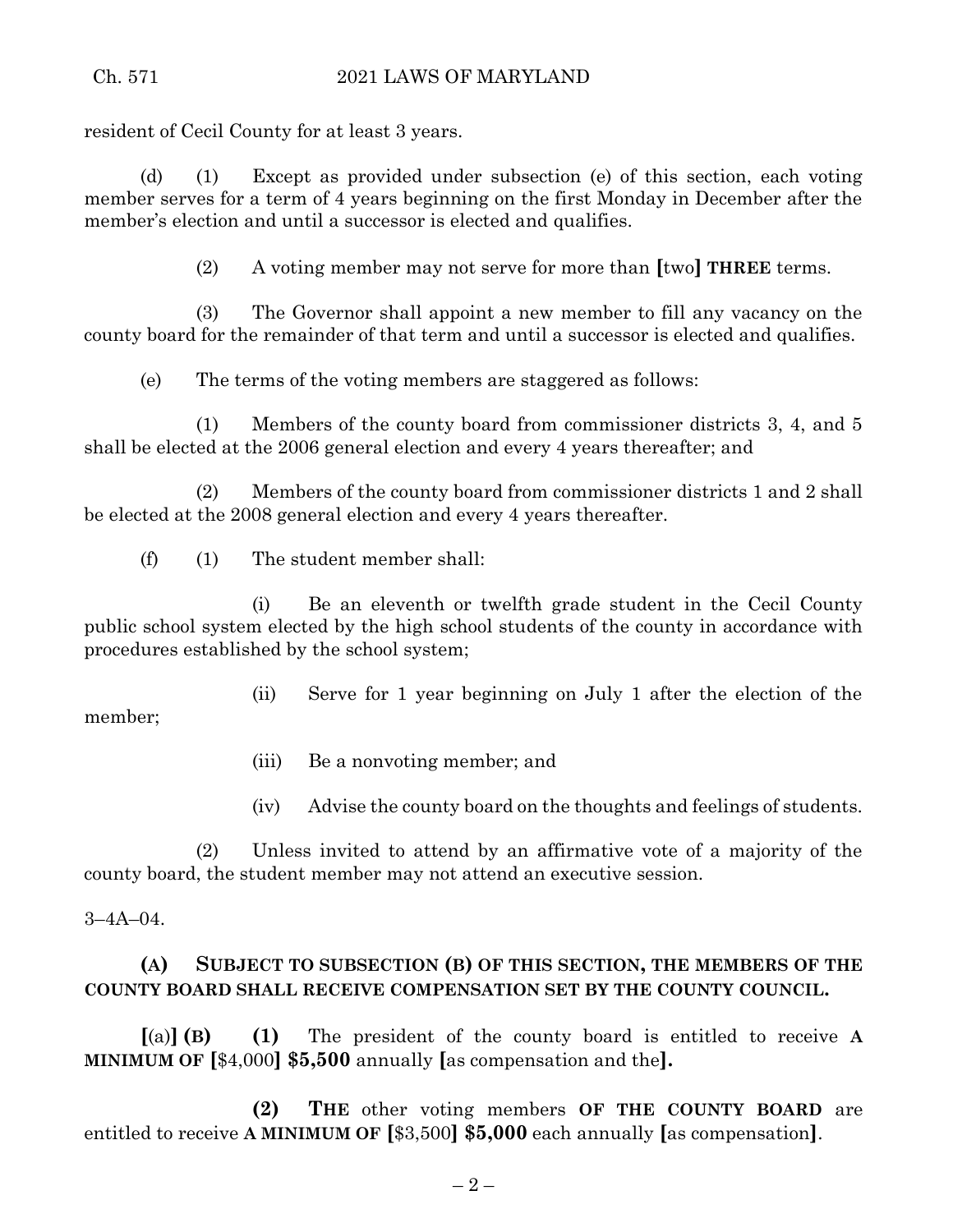resident of Cecil County for at least 3 years.

(d) (1) Except as provided under subsection (e) of this section, each voting member serves for a term of 4 years beginning on the first Monday in December after the member's election and until a successor is elected and qualifies.

(2) A voting member may not serve for more than [two] **THREE** terms.

(3) The Governor shall appoint a new member to fill any vacancy on the county board for the remainder of that term and until a successor is elected and qualifies.

(e) The terms of the voting members are staggered as follows:

(1) Members of the county board from commissioner districts 3, 4, and 5 shall be elected at the 2006 general election and every 4 years thereafter; and

(2) Members of the county board from commissioner districts 1 and 2 shall be elected at the 2008 general election and every 4 years thereafter.

(f) (1) The student member shall:

(i) Be an eleventh or twelfth grade student in the Cecil County public school system elected by the high school students of the county in accordance with procedures established by the school system;

(ii) Serve for 1 year beginning on July 1 after the election of the member;

(iii) Be a nonvoting member; and

(iv) Advise the county board on the thoughts and feelings of students.

(2) Unless invited to attend by an affirmative vote of a majority of the county board, the student member may not attend an executive session.

3–4A–04.

**(A) SUBJECT TO SUBSECTION (B) OF THIS SECTION, THE MEMBERS OF THE COUNTY BOARD SHALL RECEIVE COMPENSATION SET BY THE COUNTY COUNCIL.**

**[**(a)**] (B) (1)** The president of the county board is entitled to receive **A MINIMUM OF [**$4,000**] $5,500** annually **[**as compensation and the**].**

**(2) THE** other voting members **OF THE COUNTY BOARD** are entitled to receive **A MINIMUM OF [**$3,500**] $5,000** each annually **[**as compensation**]**.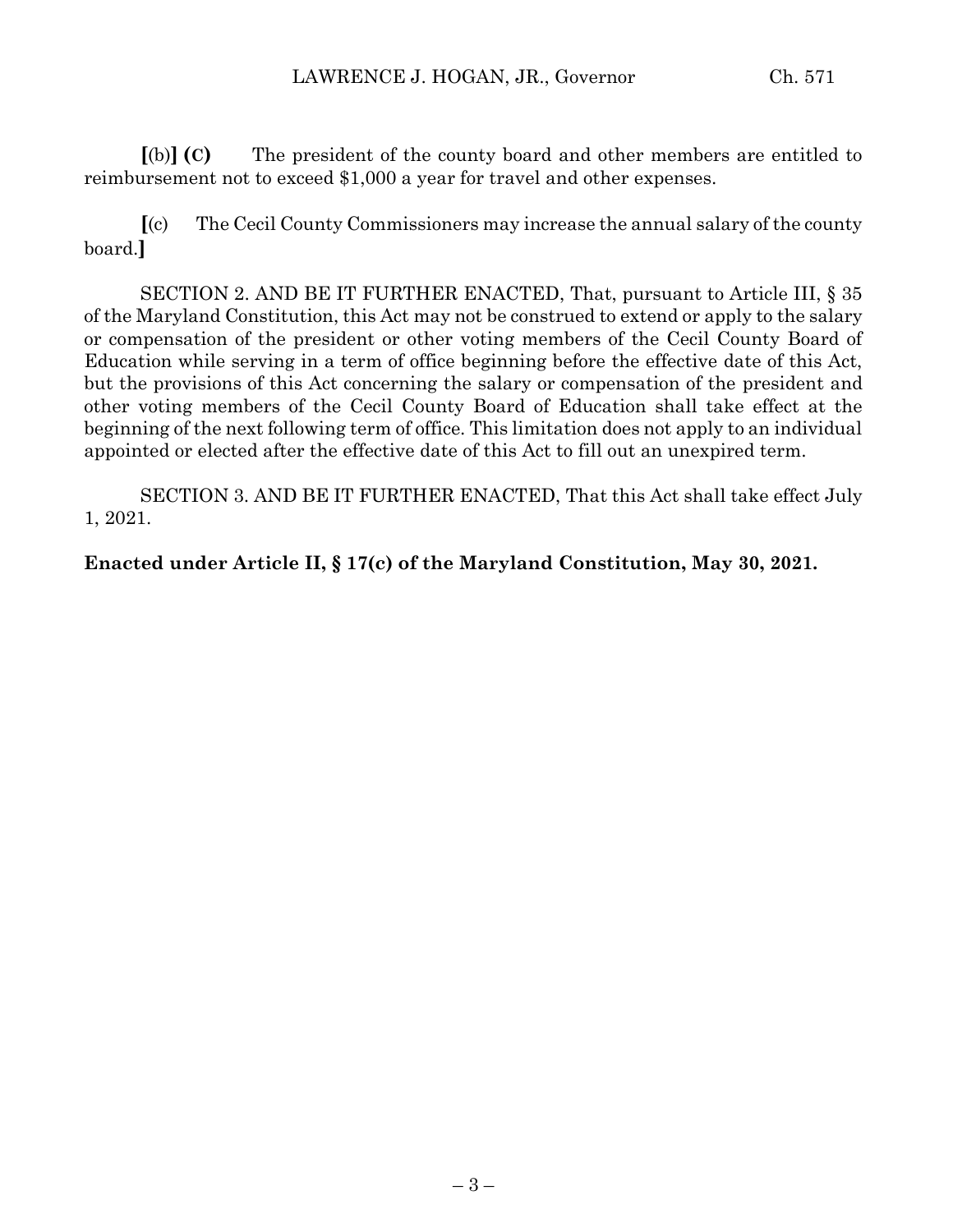**[**(b)**] (C)** The president of the county board and other members are entitled to reimbursement not to exceed $1,000 a year for travel and other expenses.

**[**(c) The Cecil County Commissioners may increase the annual salary of the county board.**]**

SECTION 2. AND BE IT FURTHER ENACTED, That, pursuant to Article III, § 35 of the Maryland Constitution, this Act may not be construed to extend or apply to the salary or compensation of the president or other voting members of the Cecil County Board of Education while serving in a term of office beginning before the effective date of this Act, but the provisions of this Act concerning the salary or compensation of the president and other voting members of the Cecil County Board of Education shall take effect at the beginning of the next following term of office. This limitation does not apply to an individual appointed or elected after the effective date of this Act to fill out an unexpired term.

SECTION 3. AND BE IT FURTHER ENACTED, That this Act shall take effect July 1, 2021.

**Enacted under Article II, § 17(c) of the Maryland Constitution, May 30, 2021.**